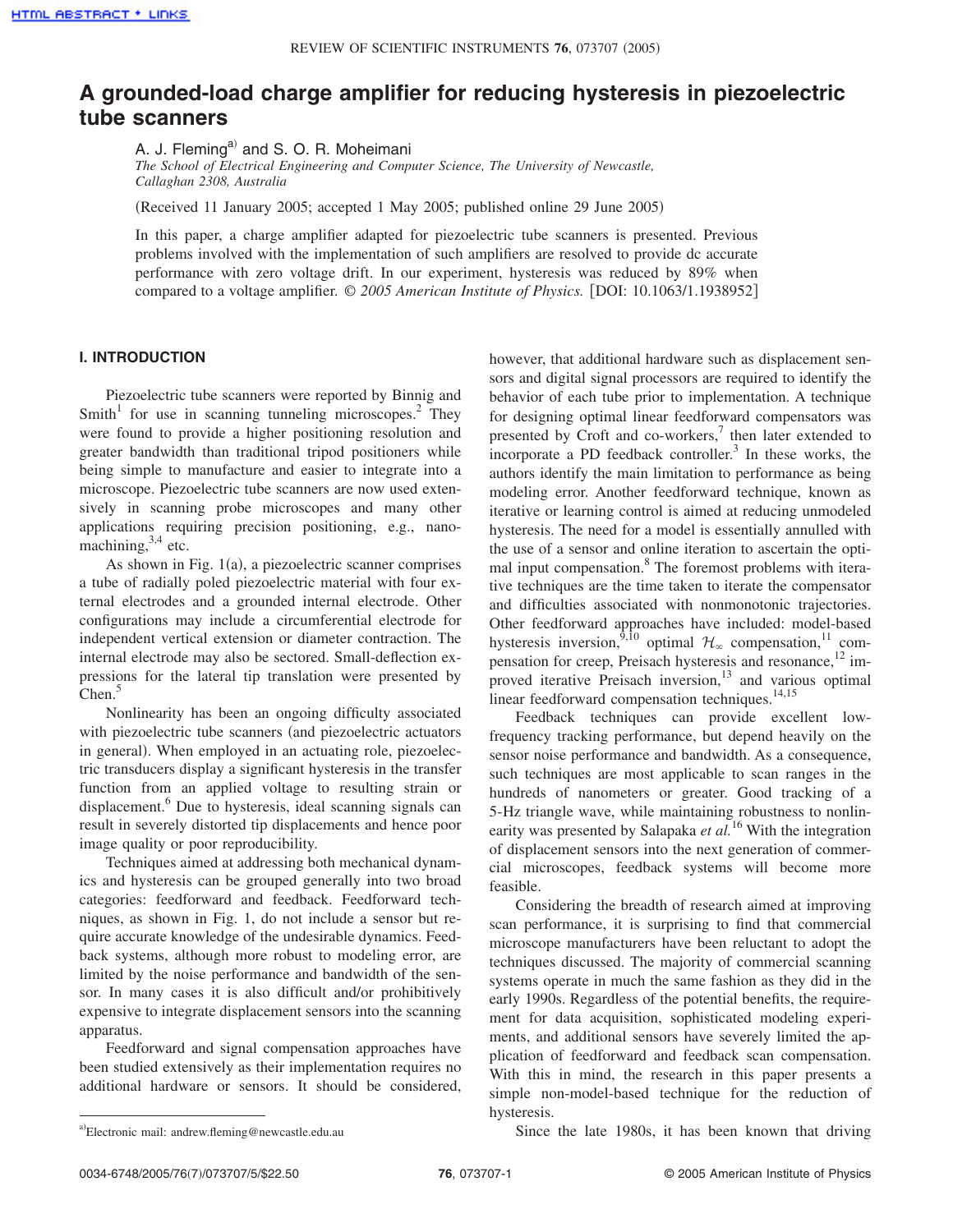# A grounded-load charge amplifier for reducing hysteresis in piezoelectric tube scanners

A. J. Fleming[a] and S. O. R. Moheimani

*The School of Electrical Engineering and Computer Science, The University of Newcastle, Callaghan 2308, Australia*

(Received 11 January 2005; accepted 1 May 2005; published online 29 June 2005)

In this paper, a charge amplifier adapted for piezoelectric tube scanners is presented. Previous problems involved with the implementation of such amplifiers are resolved to provide dc accurate performance with zero voltage drift. In our experiment, hysteresis was reduced by 89% when compared to a voltage amplifier. © *2005 American Institute of Physics.* [DOI: 10.1063/1.1938952]

## I. INTRODUCTION

Piezoelectric tube scanners were reported by Binnig and Smith[1] for use in scanning tunneling microscopes.[2] They were found to provide a higher positioning resolution and greater bandwidth than traditional tripod positioners while being simple to manufacture and easier to integrate into a microscope. Piezoelectric tube scanners are now used extensively in scanning probe microscopes and many other applications requiring precision positioning, e.g., nanomachining,[3,4] etc.

As shown in Fig. 1(a), a piezoelectric scanner comprises a tube of radially poled piezoelectric material with four external electrodes and a grounded internal electrode. Other configurations may include a circumferential electrode for independent vertical extension or diameter contraction. The internal electrode may also be sectored. Small-deflection expressions for the lateral tip translation were presented by Chen.[5]

Nonlinearity has been an ongoing difficulty associated with piezoelectric tube scanners (and piezoelectric actuators in general). When employed in an actuating role, piezoelectric transducers display a significant hysteresis in the transfer function from an applied voltage to resulting strain or displacement.[6] Due to hysteresis, ideal scanning signals can result in severely distorted tip displacements and hence poor image quality or poor reproducibility.

Techniques aimed at addressing both mechanical dynamics and hysteresis can be grouped generally into two broad categories: feedforward and feedback. Feedforward techniques, as shown in Fig. 1, do not include a sensor but require accurate knowledge of the undesirable dynamics. Feedback systems, although more robust to modeling error, are limited by the noise performance and bandwidth of the sensor. In many cases it is also difficult and/or prohibitively expensive to integrate displacement sensors into the scanning apparatus.

Feedforward and signal compensation approaches have been studied extensively as their implementation requires no additional hardware or sensors. It should be considered, however, that additional hardware such as displacement sensors and digital signal processors are required to identify the behavior of each tube prior to implementation. A technique for designing optimal linear feedforward compensators was presented by Croft and co-workers,[7] then later extended to incorporate a PD feedback controller.[3] In these works, the authors identify the main limitation to performance as being modeling error. Another feedforward technique, known as iterative or learning control is aimed at reducing unmodeled hysteresis. The need for a model is essentially annulled with the use of a sensor and online iteration to ascertain the optimal input compensation.[8] The foremost problems with iterative techniques are the time taken to iterate the compensator and difficulties associated with nonmonotonic trajectories. Other feedforward approaches have included: model-based hysteresis inversion,[9,10] optimal $\mathcal{H}_\infty$ compensation,[11] compensation for creep, Preisach hysteresis and resonance,[12] improved iterative Preisach inversion,[13] and various optimal linear feedforward compensation techniques.[14,15]

Feedback techniques can provide excellent low-frequency tracking performance, but depend heavily on the sensor noise performance and bandwidth. As a consequence, such techniques are most applicable to scan ranges in the hundreds of nanometers or greater. Good tracking of a 5-Hz triangle wave, while maintaining robustness to nonlinearity was presented by Salapaka *et al.*[16] With the integration of displacement sensors into the next generation of commercial microscopes, feedback systems will become more feasible.

Considering the breadth of research aimed at improving scan performance, it is surprising to find that commercial microscope manufacturers have been reluctant to adopt the techniques discussed. The majority of commercial scanning systems operate in much the same fashion as they did in the early 1990s. Regardless of the potential benefits, the requirement for data acquisition, sophisticated modeling experiments, and additional sensors have severely limited the application of feedforward and feedback scan compensation. With this in mind, the research in this paper presents a simple non-model-based technique for the reduction of hysteresis.

Since the late 1980s, it has been known that driving

[a]Electronic mail: andrew.fleming@newcastle.edu.au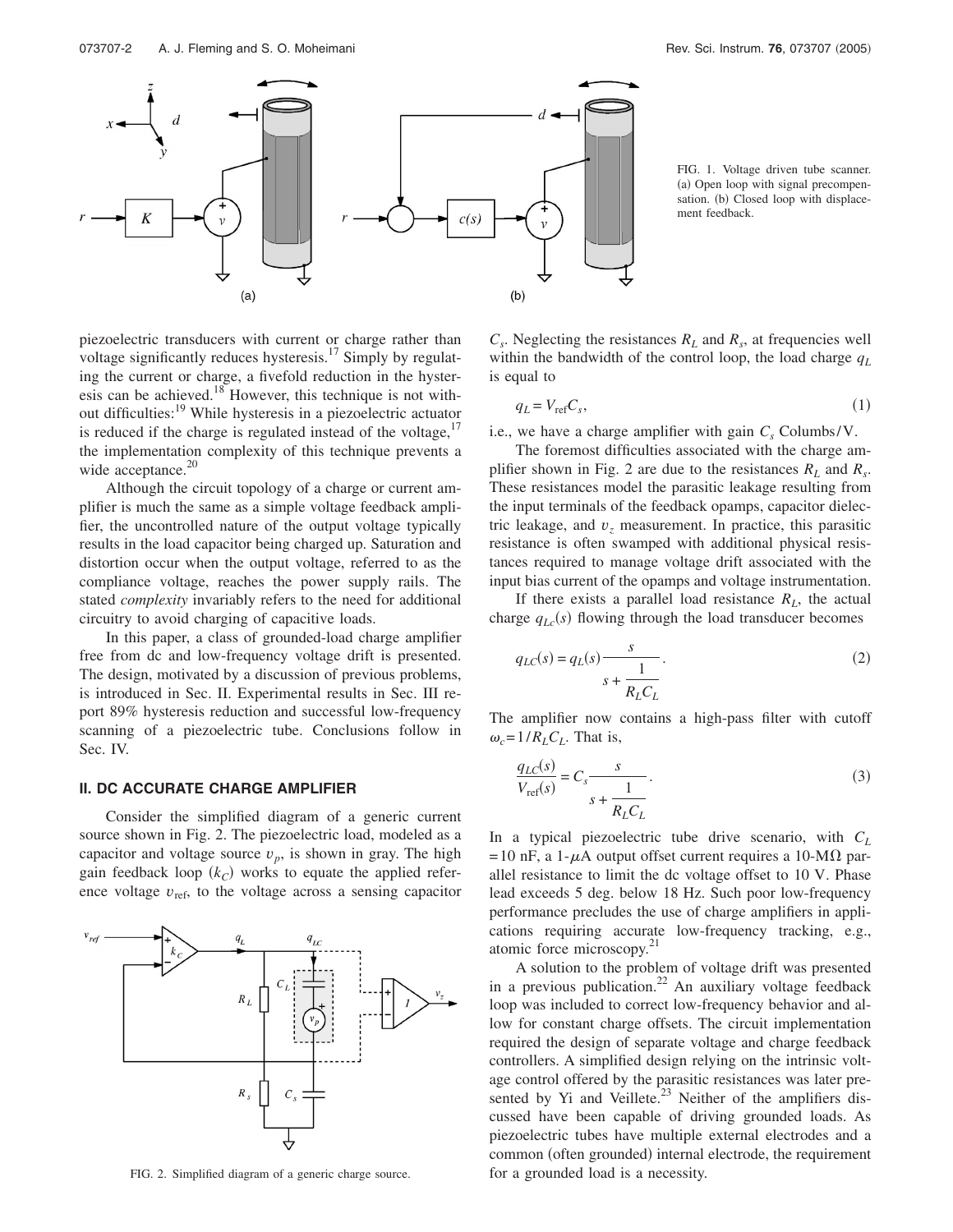FIG. 1. Voltage driven tube scanner. (a) Open loop with signal precompensation. (b) Closed loop with displacement feedback.

piezoelectric transducers with current or charge rather than voltage significantly reduces hysteresis.[17] Simply by regulating the current or charge, a fivefold reduction in the hysteresis can be achieved.[18] However, this technique is not without difficulties:[19] While hysteresis in a piezoelectric actuator is reduced if the charge is regulated instead of the voltage,[17] the implementation complexity of this technique prevents a wide acceptance.[20]

Although the circuit topology of a charge or current amplifier is much the same as a simple voltage feedback amplifier, the uncontrolled nature of the output voltage typically results in the load capacitor being charged up. Saturation and distortion occur when the output voltage, referred to as the compliance voltage, reaches the power supply rails. The stated *complexity* invariably refers to the need for additional circuitry to avoid charging of capacitive loads.

In this paper, a class of grounded-load charge amplifier free from dc and low-frequency voltage drift is presented. The design, motivated by a discussion of previous problems, is introduced in Sec. II. Experimental results in Sec. III report 89% hysteresis reduction and successful low-frequency scanning of a piezoelectric tube. Conclusions follow in Sec. IV.

## II. DC ACCURATE CHARGE AMPLIFIER

Consider the simplified diagram of a generic current source shown in Fig. 2. The piezoelectric load, modeled as a capacitor and voltage source $v_p$, is shown in gray. The high gain feedback loop ($k_C$) works to equate the applied reference voltage $v_{\mathrm{ref}}$, to the voltage across a sensing capacitor $C_s$. Neglecting the resistances $R_L$ and $R_s$, at frequencies well within the bandwidth of the control loop, the load charge $q_L$ is equal to

$$q_L = V_{\mathrm{ref}} C_s, \tag{1}$$

i.e., we have a charge amplifier with gain $C_s$ Columbs/V.

FIG. 2. Simplified diagram of a generic charge source.

The foremost difficulties associated with the charge amplifier shown in Fig. 2 are due to the resistances $R_L$ and $R_s$. These resistances model the parasitic leakage resulting from the input terminals of the feedback opamps, capacitor dielectric leakage, and $v_z$ measurement. In practice, this parasitic resistance is often swamped with additional physical resistances required to manage voltage drift associated with the input bias current of the opamps and voltage instrumentation.

If there exists a parallel load resistance $R_L$, the actual charge $q_{Lc}(s)$ flowing through the load transducer becomes

$$q_{LC}(s) = q_L(s) \frac{s}{s + \frac{1}{R_L C_L}}. \tag{2}$$

The amplifier now contains a high-pass filter with cutoff $\omega_c = 1/R_L C_L$. That is,

$$\frac{q_{LC}(s)}{V_{\mathrm{ref}}(s)} = C_s \frac{s}{s + \frac{1}{R_L C_L}}. \tag{3}$$

In a typical piezoelectric tube drive scenario, with $C_L = 10$ nF, a 1-$\mu$A output offset current requires a 10-M$\Omega$ parallel resistance to limit the dc voltage offset to 10 V. Phase lead exceeds 5 deg. below 18 Hz. Such poor low-frequency performance precludes the use of charge amplifiers in applications requiring accurate low-frequency tracking, e.g., atomic force microscopy.[21]

A solution to the problem of voltage drift was presented in a previous publication.[22] An auxiliary voltage feedback loop was included to correct low-frequency behavior and allow for constant charge offsets. The circuit implementation required the design of separate voltage and charge feedback controllers. A simplified design relying on the intrinsic voltage control offered by the parasitic resistances was later presented by Yi and Veillete.[23] Neither of the amplifiers discussed have been capable of driving grounded loads. As piezoelectric tubes have multiple external electrodes and a common (often grounded) internal electrode, the requirement for a grounded load is a necessity.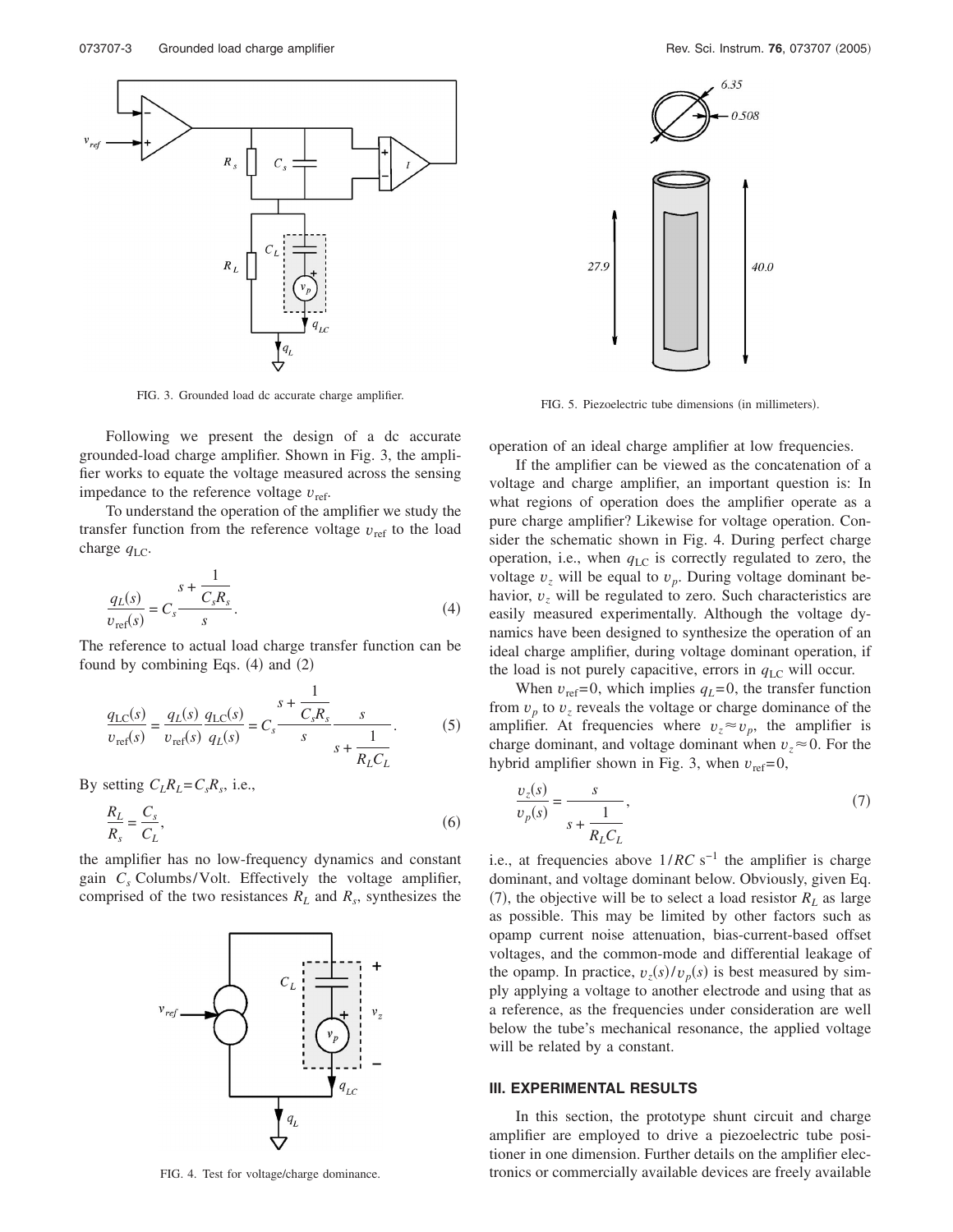FIG. 3. Grounded load dc accurate charge amplifier.

FIG. 5. Piezoelectric tube dimensions (in millimeters).

Following we present the design of a dc accurate grounded-load charge amplifier. Shown in Fig. 3, the amplifier works to equate the voltage measured across the sensing impedance to the reference voltage $v_{\text{ref}}$.

To understand the operation of the amplifier we study the transfer function from the reference voltage $v_{\text{ref}}$ to the load charge $q_{\text{LC}}$.

$$\frac{q_L(s)}{v_{\text{ref}}(s)} = C_s \frac{s + \frac{1}{C_s R_s}}{s}. \tag{4}$$

The reference to actual load charge transfer function can be found by combining Eqs. (4) and (2)

$$\frac{q_{\text{LC}}(s)}{v_{\text{ref}}(s)} = \frac{q_L(s)}{v_{\text{ref}}(s)} \frac{q_{\text{LC}}(s)}{q_L(s)} = C_s \frac{s + \frac{1}{C_s R_s}}{s} \frac{s}{s + \frac{1}{R_L C_L}}. \tag{5}$$

By setting $C_L R_L = C_s R_s$, i.e.,

$$\frac{R_L}{R_s} = \frac{C_s}{C_L}, \tag{6}$$

the amplifier has no low-frequency dynamics and constant gain $C_s$ Columbs/Volt. Effectively the voltage amplifier, comprised of the two resistances $R_L$ and $R_s$, synthesizes the operation of an ideal charge amplifier at low frequencies.

FIG. 4. Test for voltage/charge dominance.

If the amplifier can be viewed as the concatenation of a voltage and charge amplifier, an important question is: In what regions of operation does the amplifier operate as a pure charge amplifier? Likewise for voltage operation. Consider the schematic shown in Fig. 4. During perfect charge operation, i.e., when $q_{\text{LC}}$ is correctly regulated to zero, the voltage $v_z$ will be equal to $v_p$. During voltage dominant behavior, $v_z$ will be regulated to zero. Such characteristics are easily measured experimentally. Although the voltage dynamics have been designed to synthesize the operation of an ideal charge amplifier, during voltage dominant operation, if the load is not purely capacitive, errors in $q_{\text{LC}}$ will occur.

When $v_{\text{ref}}=0$, which implies $q_L=0$, the transfer function from $v_p$ to $v_z$ reveals the voltage or charge dominance of the amplifier. At frequencies where $v_z \approx v_p$, the amplifier is charge dominant, and voltage dominant when $v_z \approx 0$. For the hybrid amplifier shown in Fig. 3, when $v_{\text{ref}}=0$,

$$\frac{v_z(s)}{v_p(s)} = \frac{s}{s + \frac{1}{R_L C_L}}, \tag{7}$$

i.e., at frequencies above $1/RC$ s$^{-1}$ the amplifier is charge dominant, and voltage dominant below. Obviously, given Eq. (7), the objective will be to select a load resistor $R_L$ as large as possible. This may be limited by other factors such as opamp current noise attenuation, bias-current-based offset voltages, and the common-mode and differential leakage of the opamp. In practice, $v_z(s)/v_p(s)$ is best measured by simply applying a voltage to another electrode and using that as a reference, as the frequencies under consideration are well below the tube's mechanical resonance, the applied voltage will be related by a constant.

## III. EXPERIMENTAL RESULTS

In this section, the prototype shunt circuit and charge amplifier are employed to drive a piezoelectric tube positioner in one dimension. Further details on the amplifier electronics or commercially available devices are freely available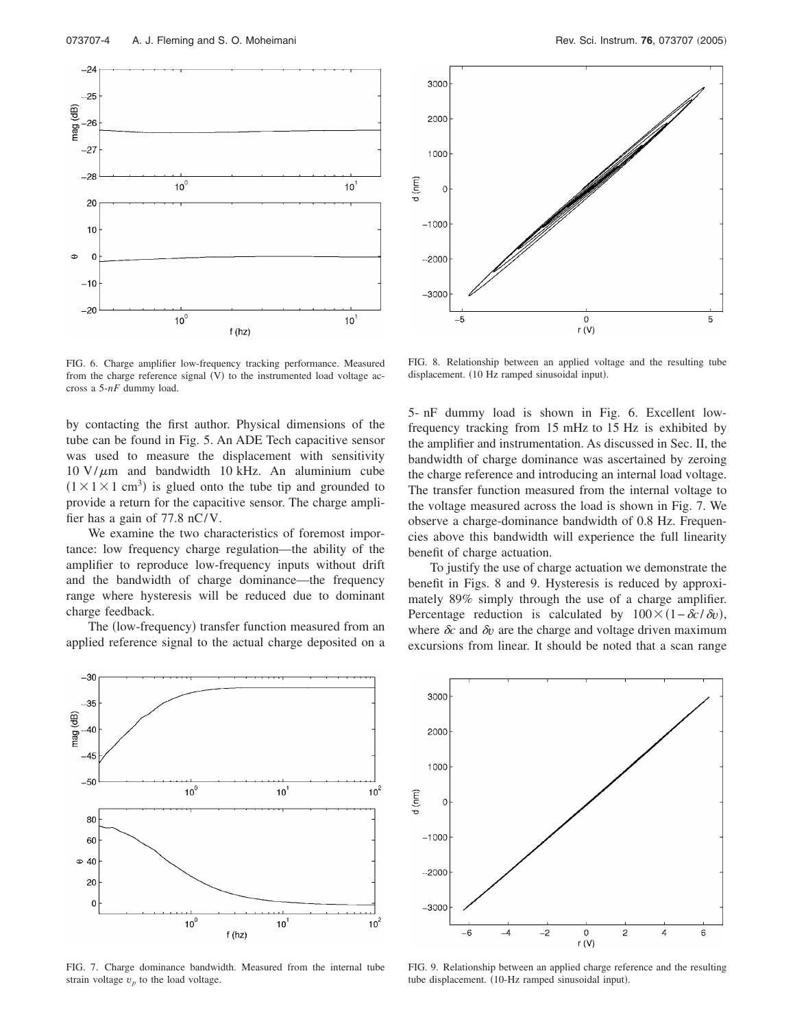FIG. 6. Charge amplifier low-frequency tracking performance. Measured from the charge reference signal (V) to the instrumented load voltage across a 5-$nF$ dummy load.

FIG. 8. Relationship between an applied voltage and the resulting tube displacement. (10 Hz ramped sinusoidal input).

by contacting the first author. Physical dimensions of the tube can be found in Fig. 5. An ADE Tech capacitive sensor was used to measure the displacement with sensitivity $10\ \mathrm{V}/\mu\mathrm{m}$ and bandwidth 10 kHz. An aluminium cube $(1\times1\times1\ \mathrm{cm}^3)$ is glued onto the tube tip and grounded to provide a return for the capacitive sensor. The charge amplifier has a gain of 77.8 nC/V.

We examine the two characteristics of foremost importance: low frequency charge regulation—the ability of the amplifier to reproduce low-frequency inputs without drift and the bandwidth of charge dominance—the frequency range where hysteresis will be reduced due to dominant charge feedback.

The (low-frequency) transfer function measured from an applied reference signal to the actual charge deposited on a 5- nF dummy load is shown in Fig. 6. Excellent low-frequency tracking from 15 mHz to 15 Hz is exhibited by the amplifier and instrumentation. As discussed in Sec. II, the bandwidth of charge dominance was ascertained by zeroing the charge reference and introducing an internal load voltage. The transfer function measured from the internal voltage to the voltage measured across the load is shown in Fig. 7. We observe a charge-dominance bandwidth of 0.8 Hz. Frequencies above this bandwidth will experience the full linearity benefit of charge actuation.

To justify the use of charge actuation we demonstrate the benefit in Figs. 8 and 9. Hysteresis is reduced by approximately 89% simply through the use of a charge amplifier. Percentage reduction is calculated by $100\times(1-\delta c/\delta v)$, where $\delta c$ and $\delta v$ are the charge and voltage driven maximum excursions from linear. It should be noted that a scan range

FIG. 7. Charge dominance bandwidth. Measured from the internal tube strain voltage $v_p$ to the load voltage.

FIG. 9. Relationship between an applied charge reference and the resulting tube displacement. (10-Hz ramped sinusoidal input).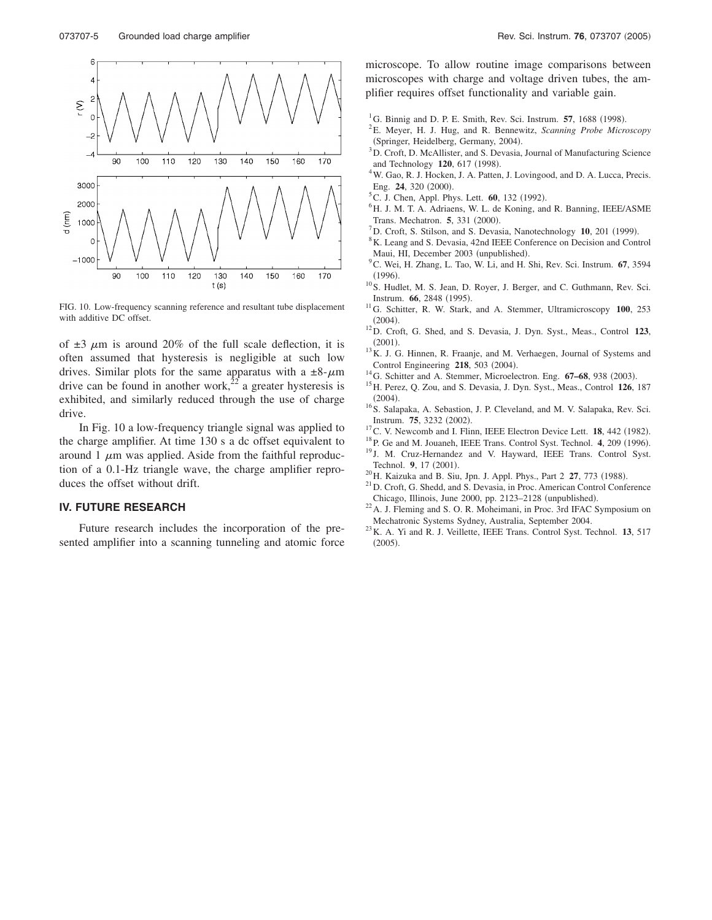FIG. 10. Low-frequency scanning reference and resultant tube displacement with additive DC offset.

of $\pm 3$ $\mu$m is around 20% of the full scale deflection, it is often assumed that hysteresis is negligible at such low drives. Similar plots for the same apparatus with a $\pm 8$-$\mu$m drive can be found in another work,[22] a greater hysteresis is exhibited, and similarly reduced through the use of charge drive.

In Fig. 10 a low-frequency triangle signal was applied to the charge amplifier. At time 130 s a dc offset equivalent to around 1 $\mu$m was applied. Aside from the faithful reproduction of a 0.1-Hz triangle wave, the charge amplifier reproduces the offset without drift.

## IV. FUTURE RESEARCH

Future research includes the incorporation of the presented amplifier into a scanning tunneling and atomic force microscope. To allow routine image comparisons between microscopes with charge and voltage driven tubes, the amplifier requires offset functionality and variable gain.

[1] G. Binnig and D. P. E. Smith, Rev. Sci. Instrum. **57**, 1688 (1998).
[2] E. Meyer, H. J. Hug, and R. Bennewitz, *Scanning Probe Microscopy* (Springer, Heidelberg, Germany, 2004).
[3] D. Croft, D. McAllister, and S. Devasia, Journal of Manufacturing Science and Technology **120**, 617 (1998).
[4] W. Gao, R. J. Hocken, J. A. Patten, J. Lovingood, and D. A. Lucca, Precis. Eng. **24**, 320 (2000).
[5] C. J. Chen, Appl. Phys. Lett. **60**, 132 (1992).
[6] H. J. M. T. A. Adriaens, W. L. de Koning, and R. Banning, IEEE/ASME Trans. Mechatron. **5**, 331 (2000).
[7] D. Croft, S. Stilson, and S. Devasia, Nanotechnology **10**, 201 (1999).
[8] K. Leang and S. Devasia, 42nd IEEE Conference on Decision and Control Maui, HI, December 2003 (unpublished).
[9] C. Wei, H. Zhang, L. Tao, W. Li, and H. Shi, Rev. Sci. Instrum. **67**, 3594 (1996).
[10] S. Hudlet, M. S. Jean, D. Royer, J. Berger, and C. Guthmann, Rev. Sci. Instrum. **66**, 2848 (1995).
[11] G. Schitter, R. W. Stark, and A. Stemmer, Ultramicroscopy **100**, 253 (2004).
[12] D. Croft, G. Shed, and S. Devasia, J. Dyn. Syst., Meas., Control **123**, (2001).
[13] K. J. G. Hinnen, R. Fraanje, and M. Verhaegen, Journal of Systems and Control Engineering **218**, 503 (2004).
[14] G. Schitter and A. Stemmer, Microelectron. Eng. **67–68**, 938 (2003).
[15] H. Perez, Q. Zou, and S. Devasia, J. Dyn. Syst., Meas., Control **126**, 187 (2004).
[16] S. Salapaka, A. Sebastion, J. P. Cleveland, and M. V. Salapaka, Rev. Sci. Instrum. **75**, 3232 (2002).
[17] C. V. Newcomb and I. Flinn, IEEE Electron Device Lett. **18**, 442 (1982).
[18] P. Ge and M. Jouaneh, IEEE Trans. Control Syst. Technol. **4**, 209 (1996).
[19] J. M. Cruz-Hernandez and V. Hayward, IEEE Trans. Control Syst. Technol. **9**, 17 (2001).
[20] H. Kaizuka and B. Siu, Jpn. J. Appl. Phys., Part 2 **27**, 773 (1988).
[21] D. Croft, G. Shedd, and S. Devasia, in Proc. American Control Conference Chicago, Illinois, June 2000, pp. 2123–2128 (unpublished).
[22] A. J. Fleming and S. O. R. Moheimani, in Proc. 3rd IFAC Symposium on Mechatronic Systems Sydney, Australia, September 2004.
[23] K. A. Yi and R. J. Veillette, IEEE Trans. Control Syst. Technol. **13**, 517 (2005).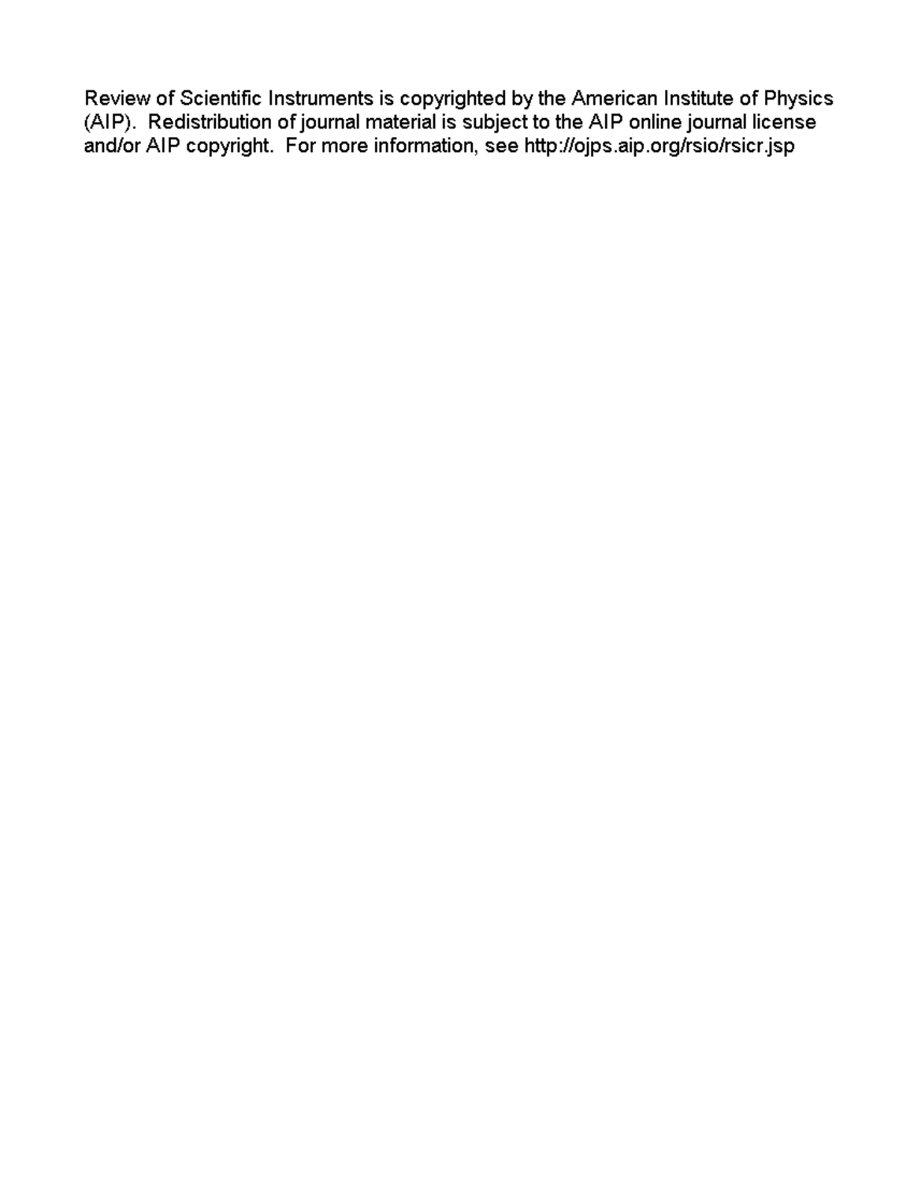Review of Scientific Instruments is copyrighted by the American Institute of Physics (AIP). Redistribution of journal material is subject to the AIP online journal license and/or AIP copyright. For more information, see http://ojps.aip.org/rsio/rsicr.jsp